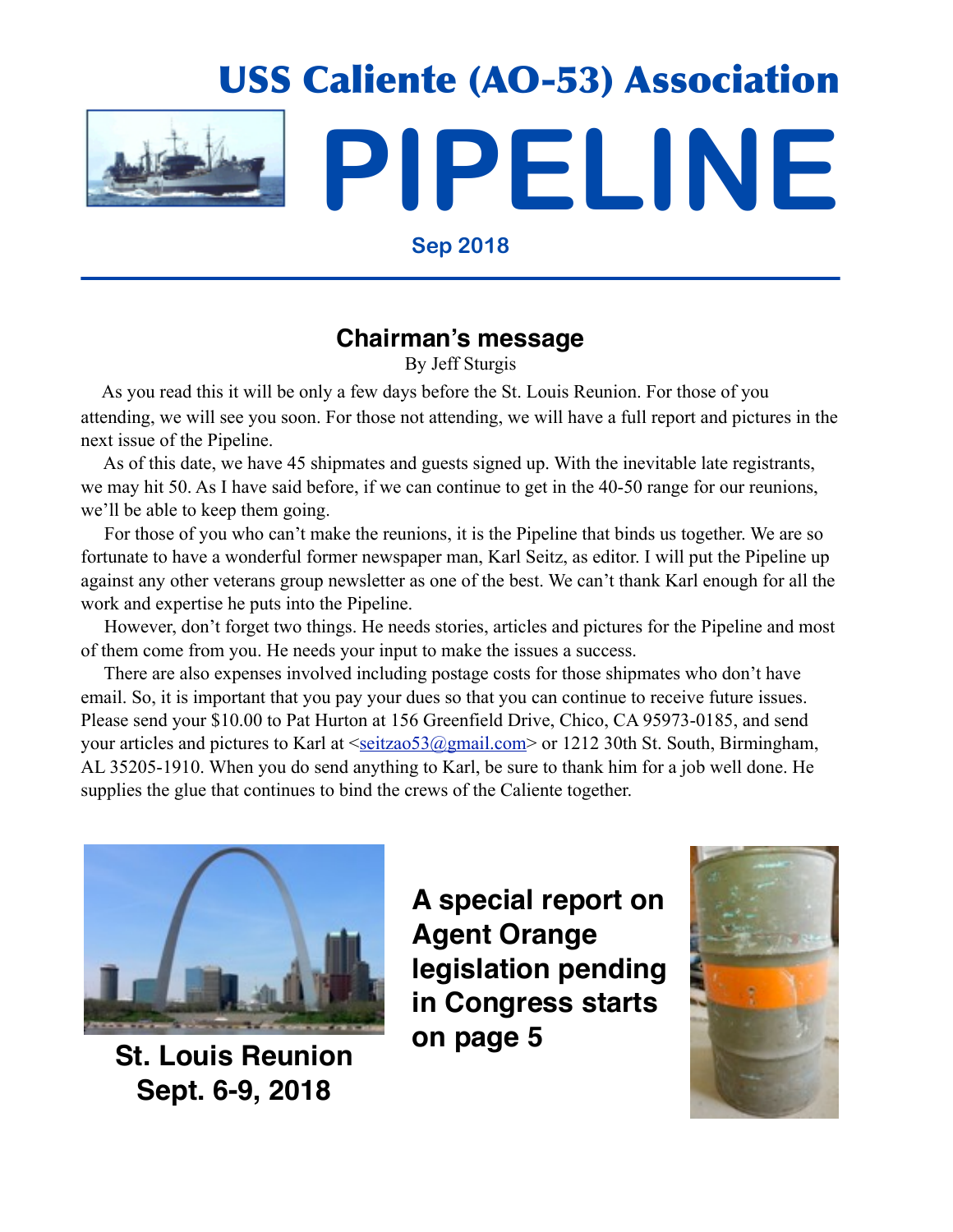# USS Caliente (AO-53) Association

# PIPELINE

**Sep 2018**

## Chairman's message

By Jeff Sturgis

As you read this it will be only a few days before the St. Louis Reunion. For those of you attending, we will see you soon. For those not attending, we will have a full report and pictures in the next issue of the Pipeline.

As of this date, we have 45 shipmates and guests signed up. With the inevitable late registrants, we may hit 50. As I have said before, if we can continue to get in the 40-50 range for our reunions, we'll be able to keep them going.

For those of you who can't make the reunions, it is the Pipeline that binds us together. We are so fortunate to have a wonderful former newspaper man, Karl Seitz, as editor. I will put the Pipeline up against any other veterans group newsletter as one of the best. We can't thank Karl enough for all the work and expertise he puts into the Pipeline.

However, don't forget two things. He needs stories, articles and pictures for the Pipeline and most of them come from you. He needs your input to make the issues a success.

There are also expenses involved including postage costs for those shipmates who don't have email. So, it is important that you pay your dues so that you can continue to receive future issues. Please send your $10.00 to Pat Hurton at 156 Greenfield Drive, Chico, CA 95973-0185, and send your articles and pictures to Karl at <seitzao53@gmail.com> or 1212 30th St. South, Birmingham, AL 35205-1910. When you do send anything to Karl, be sure to thank him for a job well done. He supplies the glue that continues to bind the crews of the Caliente together.

**St. Louis Reunion Sept. 6-9, 2018**

**A special report on Agent Orange legislation pending in Congress starts on page 5**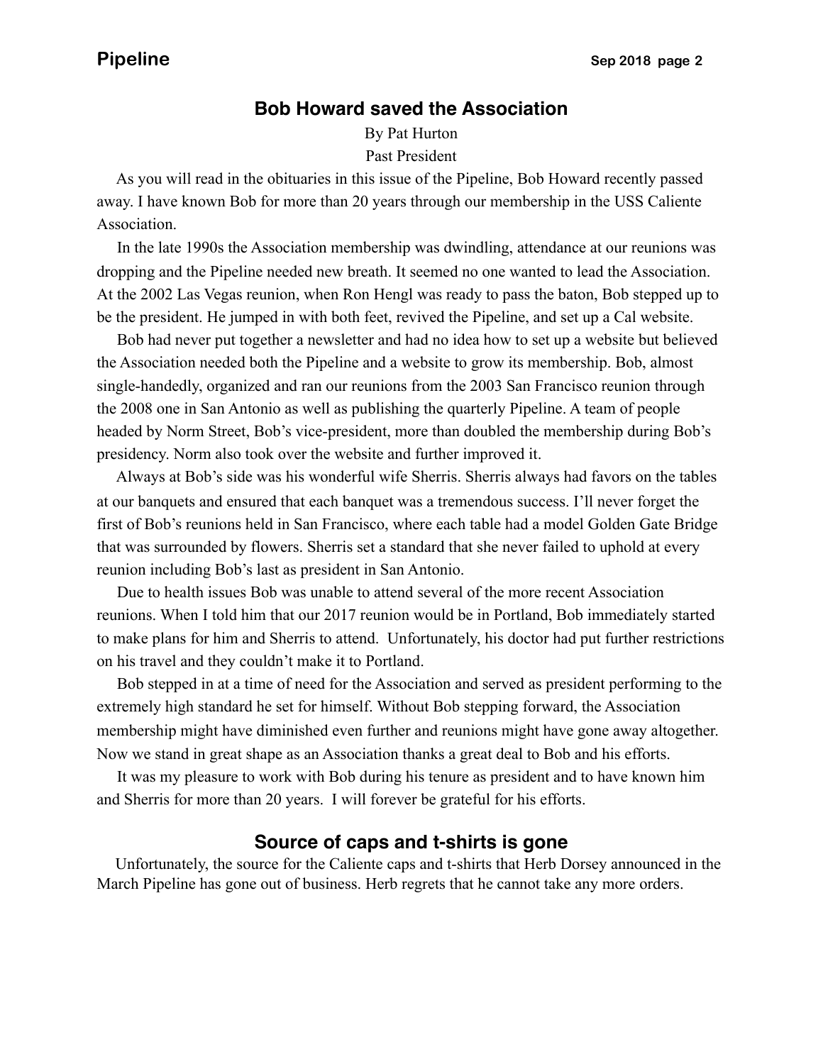## Bob Howard saved the Association

By Pat Hurton
Past President

As you will read in the obituaries in this issue of the Pipeline, Bob Howard recently passed away. I have known Bob for more than 20 years through our membership in the USS Caliente Association.

In the late 1990s the Association membership was dwindling, attendance at our reunions was dropping and the Pipeline needed new breath. It seemed no one wanted to lead the Association. At the 2002 Las Vegas reunion, when Ron Hengl was ready to pass the baton, Bob stepped up to be the president. He jumped in with both feet, revived the Pipeline, and set up a Cal website.

Bob had never put together a newsletter and had no idea how to set up a website but believed the Association needed both the Pipeline and a website to grow its membership. Bob, almost single-handedly, organized and ran our reunions from the 2003 San Francisco reunion through the 2008 one in San Antonio as well as publishing the quarterly Pipeline. A team of people headed by Norm Street, Bob's vice-president, more than doubled the membership during Bob's presidency. Norm also took over the website and further improved it.

Always at Bob's side was his wonderful wife Sherris. Sherris always had favors on the tables at our banquets and ensured that each banquet was a tremendous success. I'll never forget the first of Bob's reunions held in San Francisco, where each table had a model Golden Gate Bridge that was surrounded by flowers. Sherris set a standard that she never failed to uphold at every reunion including Bob's last as president in San Antonio.

Due to health issues Bob was unable to attend several of the more recent Association reunions. When I told him that our 2017 reunion would be in Portland, Bob immediately started to make plans for him and Sherris to attend. Unfortunately, his doctor had put further restrictions on his travel and they couldn't make it to Portland.

Bob stepped in at a time of need for the Association and served as president performing to the extremely high standard he set for himself. Without Bob stepping forward, the Association membership might have diminished even further and reunions might have gone away altogether. Now we stand in great shape as an Association thanks a great deal to Bob and his efforts.

It was my pleasure to work with Bob during his tenure as president and to have known him and Sherris for more than 20 years. I will forever be grateful for his efforts.

## Source of caps and t-shirts is gone

Unfortunately, the source for the Caliente caps and t-shirts that Herb Dorsey announced in the March Pipeline has gone out of business. Herb regrets that he cannot take any more orders.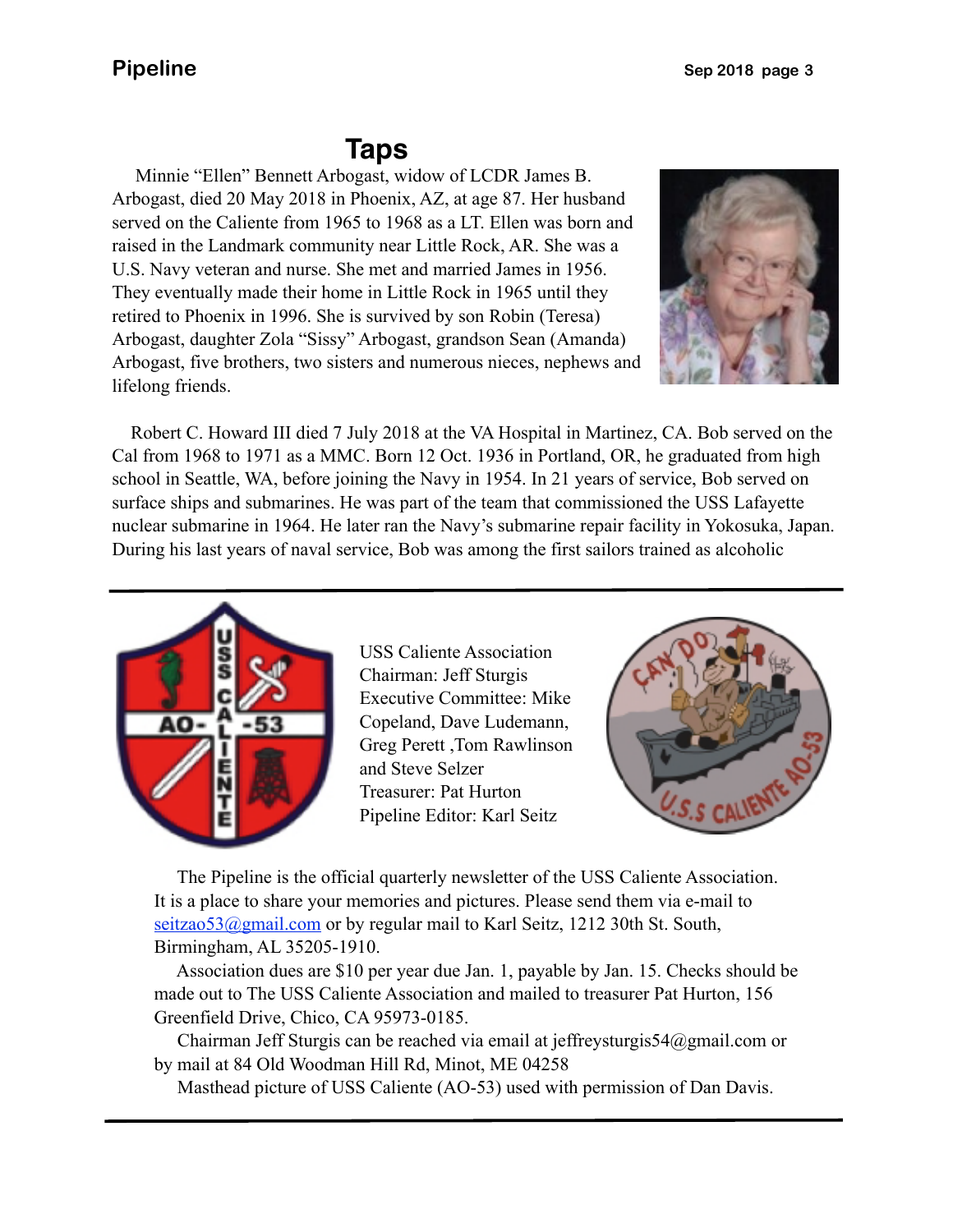# Taps

Minnie "Ellen" Bennett Arbogast, widow of LCDR James B. Arbogast, died 20 May 2018 in Phoenix, AZ, at age 87. Her husband served on the Caliente from 1965 to 1968 as a LT. Ellen was born and raised in the Landmark community near Little Rock, AR. She was a U.S. Navy veteran and nurse. She met and married James in 1956. They eventually made their home in Little Rock in 1965 until they retired to Phoenix in 1996. She is survived by son Robin (Teresa) Arbogast, daughter Zola "Sissy" Arbogast, grandson Sean (Amanda) Arbogast, five brothers, two sisters and numerous nieces, nephews and lifelong friends.

Robert C. Howard III died 7 July 2018 at the VA Hospital in Martinez, CA. Bob served on the Cal from 1968 to 1971 as a MMC. Born 12 Oct. 1936 in Portland, OR, he graduated from high school in Seattle, WA, before joining the Navy in 1954. In 21 years of service, Bob served on surface ships and submarines. He was part of the team that commissioned the USS Lafayette nuclear submarine in 1964. He later ran the Navy's submarine repair facility in Yokosuka, Japan. During his last years of naval service, Bob was among the first sailors trained as alcoholic

---

USS Caliente Association
Chairman: Jeff Sturgis
Executive Committee: Mike Copeland, Dave Ludemann, Greg Perett ,Tom Rawlinson and Steve Selzer
Treasurer: Pat Hurton
Pipeline Editor: Karl Seitz

The Pipeline is the official quarterly newsletter of the USS Caliente Association. It is a place to share your memories and pictures. Please send them via e-mail to seitzao53@gmail.com or by regular mail to Karl Seitz, 1212 30th St. South, Birmingham, AL 35205-1910.

Association dues are $10 per year due Jan. 1, payable by Jan. 15. Checks should be made out to The USS Caliente Association and mailed to treasurer Pat Hurton, 156 Greenfield Drive, Chico, CA 95973-0185.

Chairman Jeff Sturgis can be reached via email at jeffreysturgis54@gmail.com or by mail at 84 Old Woodman Hill Rd, Minot, ME 04258

Masthead picture of USS Caliente (AO-53) used with permission of Dan Davis.

---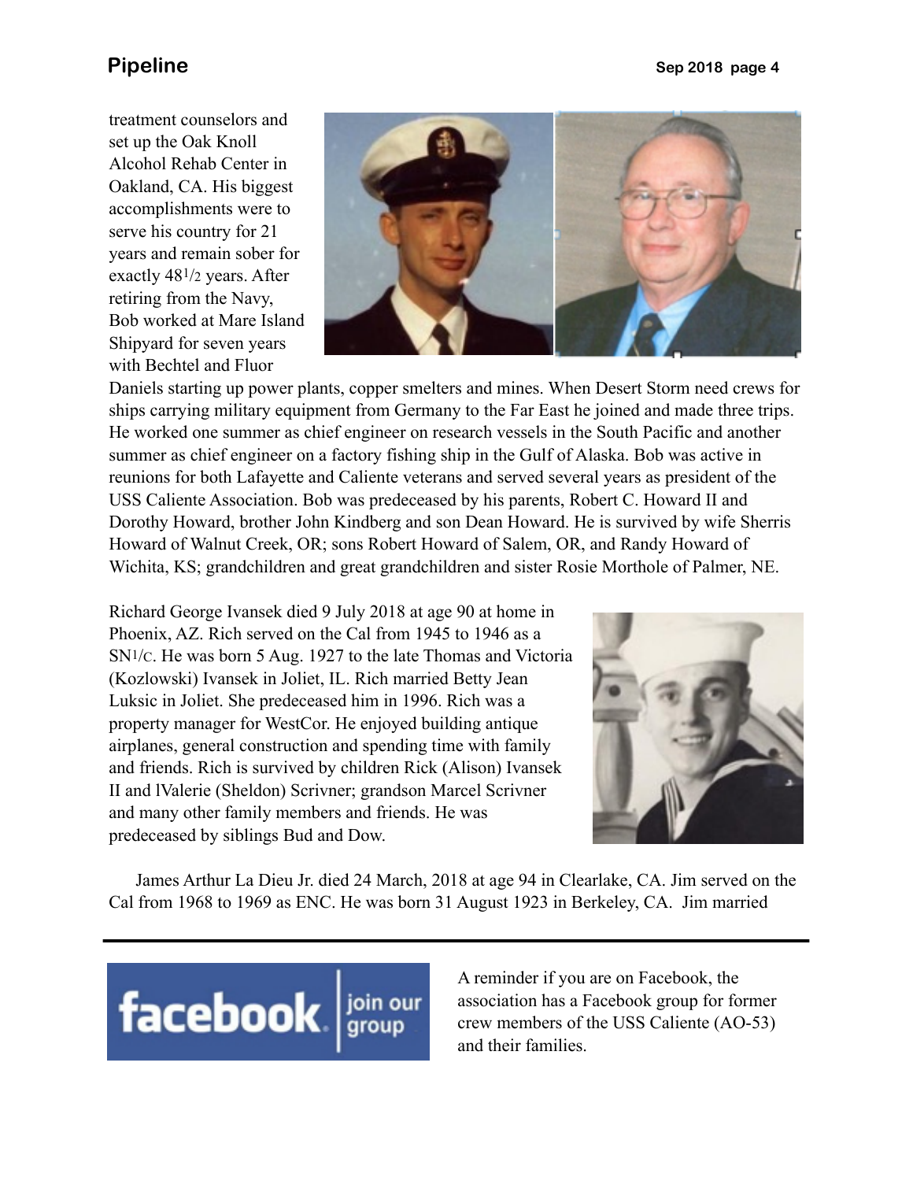treatment counselors and set up the Oak Knoll Alcohol Rehab Center in Oakland, CA. His biggest accomplishments were to serve his country for 21 years and remain sober for exactly 48½ years. After retiring from the Navy, Bob worked at Mare Island Shipyard for seven years with Bechtel and Fluor Daniels starting up power plants, copper smelters and mines. When Desert Storm need crews for ships carrying military equipment from Germany to the Far East he joined and made three trips. He worked one summer as chief engineer on research vessels in the South Pacific and another summer as chief engineer on a factory fishing ship in the Gulf of Alaska. Bob was active in reunions for both Lafayette and Caliente veterans and served several years as president of the USS Caliente Association. Bob was predeceased by his parents, Robert C. Howard II and Dorothy Howard, brother John Kindberg and son Dean Howard. He is survived by wife Sherris Howard of Walnut Creek, OR; sons Robert Howard of Salem, OR, and Randy Howard of Wichita, KS; grandchildren and great grandchildren and sister Rosie Morthole of Palmer, NE.

Richard George Ivansek died 9 July 2018 at age 90 at home in Phoenix, AZ. Rich served on the Cal from 1945 to 1946 as a SN1/C. He was born 5 Aug. 1927 to the late Thomas and Victoria (Kozlowski) Ivansek in Joliet, IL. Rich married Betty Jean Luksic in Joliet. She predeceased him in 1996. Rich was a property manager for WestCor. He enjoyed building antique airplanes, general construction and spending time with family and friends. Rich is survived by children Rick (Alison) Ivansek II and lValerie (Sheldon) Scrivner; grandson Marcel Scrivner and many other family members and friends. He was predeceased by siblings Bud and Dow.

James Arthur La Dieu Jr. died 24 March, 2018 at age 94 in Clearlake, CA. Jim served on the Cal from 1968 to 1969 as ENC. He was born 31 August 1923 in Berkeley, CA. Jim married

---

facebook | join our group

A reminder if you are on Facebook, the association has a Facebook group for former crew members of the USS Caliente (AO-53) and their families.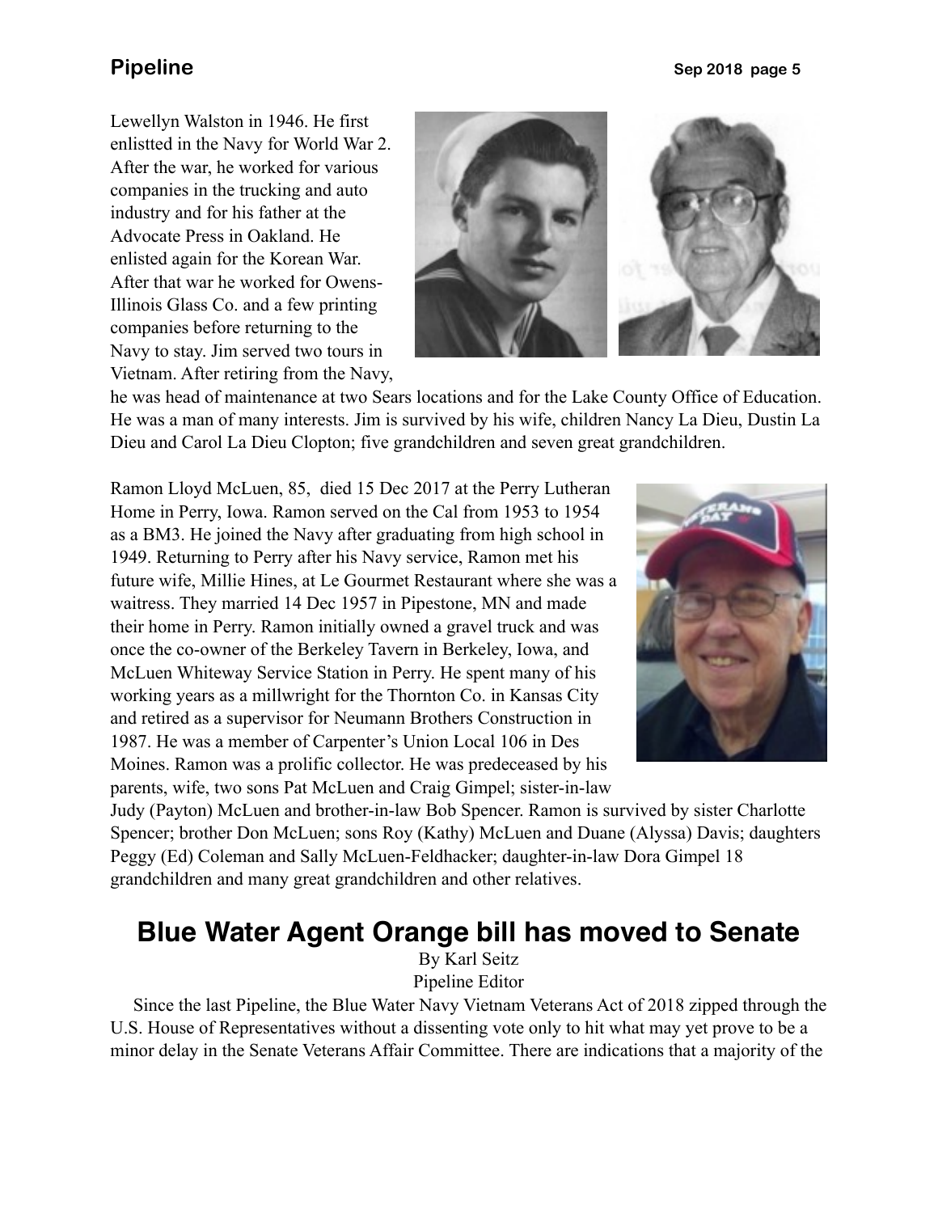Lewellyn Walston in 1946. He first enlistted in the Navy for World War 2. After the war, he worked for various companies in the trucking and auto industry and for his father at the Advocate Press in Oakland. He enlisted again for the Korean War. After that war he worked for Owens-Illinois Glass Co. and a few printing companies before returning to the Navy to stay. Jim served two tours in Vietnam. After retiring from the Navy, he was head of maintenance at two Sears locations and for the Lake County Office of Education. He was a man of many interests. Jim is survived by his wife, children Nancy La Dieu, Dustin La Dieu and Carol La Dieu Clopton; five grandchildren and seven great grandchildren.

Ramon Lloyd McLuen, 85, died 15 Dec 2017 at the Perry Lutheran Home in Perry, Iowa. Ramon served on the Cal from 1953 to 1954 as a BM3. He joined the Navy after graduating from high school in 1949. Returning to Perry after his Navy service, Ramon met his future wife, Millie Hines, at Le Gourmet Restaurant where she was a waitress. They married 14 Dec 1957 in Pipestone, MN and made their home in Perry. Ramon initially owned a gravel truck and was once the co-owner of the Berkeley Tavern in Berkeley, Iowa, and McLuen Whiteway Service Station in Perry. He spent many of his working years as a millwright for the Thornton Co. in Kansas City and retired as a supervisor for Neumann Brothers Construction in 1987. He was a member of Carpenter's Union Local 106 in Des Moines. Ramon was a prolific collector. He was predeceased by his parents, wife, two sons Pat McLuen and Craig Gimpel; sister-in-law Judy (Payton) McLuen and brother-in-law Bob Spencer. Ramon is survived by sister Charlotte Spencer; brother Don McLuen; sons Roy (Kathy) McLuen and Duane (Alyssa) Davis; daughters Peggy (Ed) Coleman and Sally McLuen-Feldhacker; daughter-in-law Dora Gimpel 18 grandchildren and many great grandchildren and other relatives.

## Blue Water Agent Orange bill has moved to Senate

By Karl Seitz
Pipeline Editor

Since the last Pipeline, the Blue Water Navy Vietnam Veterans Act of 2018 zipped through the U.S. House of Representatives without a dissenting vote only to hit what may yet prove to be a minor delay in the Senate Veterans Affair Committee. There are indications that a majority of the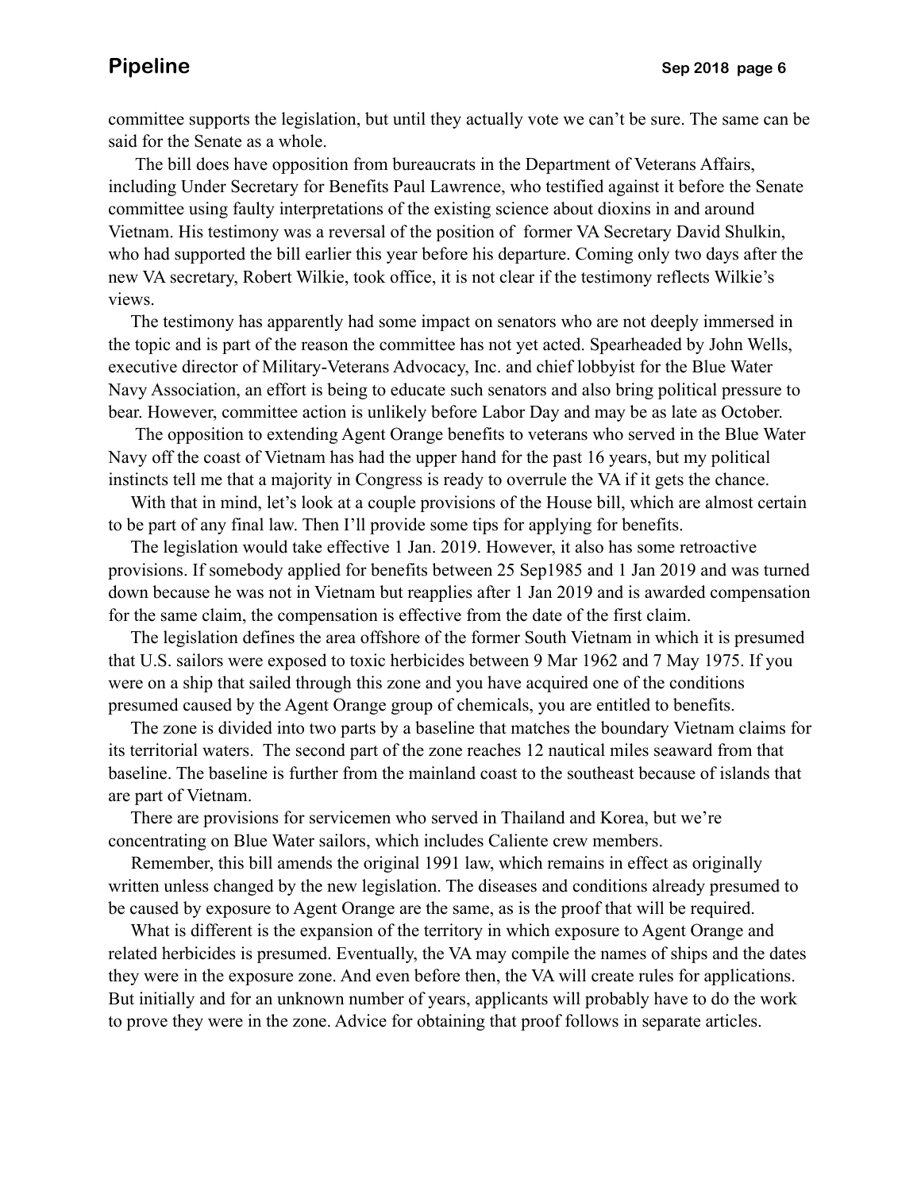committee supports the legislation, but until they actually vote we can't be sure. The same can be said for the Senate as a whole.

The bill does have opposition from bureaucrats in the Department of Veterans Affairs, including Under Secretary for Benefits Paul Lawrence, who testified against it before the Senate committee using faulty interpretations of the existing science about dioxins in and around Vietnam. His testimony was a reversal of the position of former VA Secretary David Shulkin, who had supported the bill earlier this year before his departure. Coming only two days after the new VA secretary, Robert Wilkie, took office, it is not clear if the testimony reflects Wilkie's views.

The testimony has apparently had some impact on senators who are not deeply immersed in the topic and is part of the reason the committee has not yet acted. Spearheaded by John Wells, executive director of Military-Veterans Advocacy, Inc. and chief lobbyist for the Blue Water Navy Association, an effort is being to educate such senators and also bring political pressure to bear. However, committee action is unlikely before Labor Day and may be as late as October.

The opposition to extending Agent Orange benefits to veterans who served in the Blue Water Navy off the coast of Vietnam has had the upper hand for the past 16 years, but my political instincts tell me that a majority in Congress is ready to overrule the VA if it gets the chance.

With that in mind, let's look at a couple provisions of the House bill, which are almost certain to be part of any final law. Then I'll provide some tips for applying for benefits.

The legislation would take effective 1 Jan. 2019. However, it also has some retroactive provisions. If somebody applied for benefits between 25 Sep1985 and 1 Jan 2019 and was turned down because he was not in Vietnam but reapplies after 1 Jan 2019 and is awarded compensation for the same claim, the compensation is effective from the date of the first claim.

The legislation defines the area offshore of the former South Vietnam in which it is presumed that U.S. sailors were exposed to toxic herbicides between 9 Mar 1962 and 7 May 1975. If you were on a ship that sailed through this zone and you have acquired one of the conditions presumed caused by the Agent Orange group of chemicals, you are entitled to benefits.

The zone is divided into two parts by a baseline that matches the boundary Vietnam claims for its territorial waters. The second part of the zone reaches 12 nautical miles seaward from that baseline. The baseline is further from the mainland coast to the southeast because of islands that are part of Vietnam.

There are provisions for servicemen who served in Thailand and Korea, but we're concentrating on Blue Water sailors, which includes Caliente crew members.

Remember, this bill amends the original 1991 law, which remains in effect as originally written unless changed by the new legislation. The diseases and conditions already presumed to be caused by exposure to Agent Orange are the same, as is the proof that will be required.

What is different is the expansion of the territory in which exposure to Agent Orange and related herbicides is presumed. Eventually, the VA may compile the names of ships and the dates they were in the exposure zone. And even before then, the VA will create rules for applications. But initially and for an unknown number of years, applicants will probably have to do the work to prove they were in the zone. Advice for obtaining that proof follows in separate articles.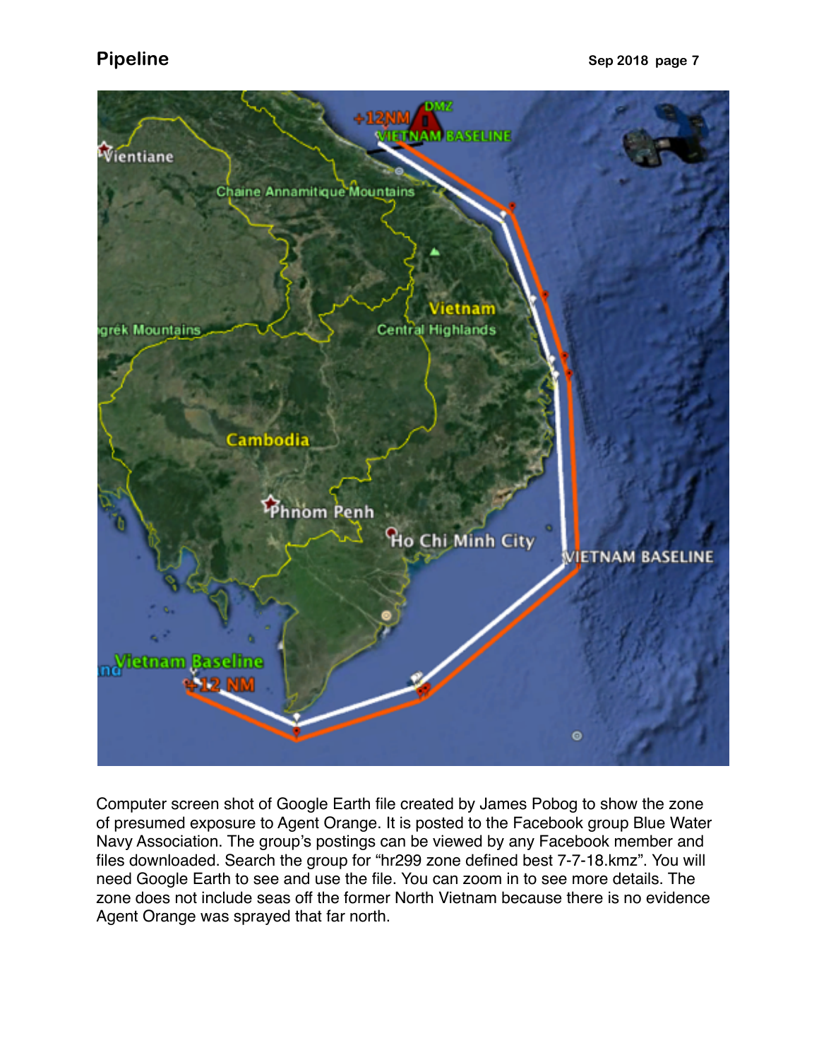Computer screen shot of Google Earth file created by James Pobog to show the zone of presumed exposure to Agent Orange. It is posted to the Facebook group Blue Water Navy Association. The group's postings can be viewed by any Facebook member and files downloaded. Search the group for "hr299 zone defined best 7-7-18.kmz". You will need Google Earth to see and use the file. You can zoom in to see more details. The zone does not include seas off the former North Vietnam because there is no evidence Agent Orange was sprayed that far north.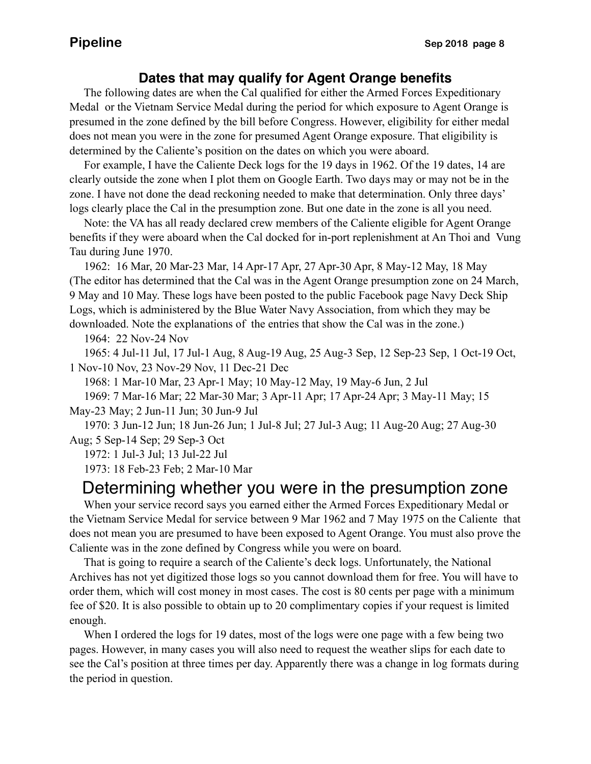## Dates that may qualify for Agent Orange benefits

The following dates are when the Cal qualified for either the Armed Forces Expeditionary Medal or the Vietnam Service Medal during the period for which exposure to Agent Orange is presumed in the zone defined by the bill before Congress. However, eligibility for either medal does not mean you were in the zone for presumed Agent Orange exposure. That eligibility is determined by the Caliente's position on the dates on which you were aboard.

For example, I have the Caliente Deck logs for the 19 days in 1962. Of the 19 dates, 14 are clearly outside the zone when I plot them on Google Earth. Two days may or may not be in the zone. I have not done the dead reckoning needed to make that determination. Only three days' logs clearly place the Cal in the presumption zone. But one date in the zone is all you need.

Note: the VA has all ready declared crew members of the Caliente eligible for Agent Orange benefits if they were aboard when the Cal docked for in-port replenishment at An Thoi and Vung Tau during June 1970.

1962: 16 Mar, 20 Mar-23 Mar, 14 Apr-17 Apr, 27 Apr-30 Apr, 8 May-12 May, 18 May (The editor has determined that the Cal was in the Agent Orange presumption zone on 24 March, 9 May and 10 May. These logs have been posted to the public Facebook page Navy Deck Ship Logs, which is administered by the Blue Water Navy Association, from which they may be downloaded. Note the explanations of the entries that show the Cal was in the zone.)

1964: 22 Nov-24 Nov

1965: 4 Jul-11 Jul, 17 Jul-1 Aug, 8 Aug-19 Aug, 25 Aug-3 Sep, 12 Sep-23 Sep, 1 Oct-19 Oct, 1 Nov-10 Nov, 23 Nov-29 Nov, 11 Dec-21 Dec

1968: 1 Mar-10 Mar, 23 Apr-1 May; 10 May-12 May, 19 May-6 Jun, 2 Jul

1969: 7 Mar-16 Mar; 22 Mar-30 Mar; 3 Apr-11 Apr; 17 Apr-24 Apr; 3 May-11 May; 15 May-23 May; 2 Jun-11 Jun; 30 Jun-9 Jul

1970: 3 Jun-12 Jun; 18 Jun-26 Jun; 1 Jul-8 Jul; 27 Jul-3 Aug; 11 Aug-20 Aug; 27 Aug-30 Aug; 5 Sep-14 Sep; 29 Sep-3 Oct

1972: 1 Jul-3 Jul; 13 Jul-22 Jul

1973: 18 Feb-23 Feb; 2 Mar-10 Mar

## Determining whether you were in the presumption zone

When your service record says you earned either the Armed Forces Expeditionary Medal or the Vietnam Service Medal for service between 9 Mar 1962 and 7 May 1975 on the Caliente that does not mean you are presumed to have been exposed to Agent Orange. You must also prove the Caliente was in the zone defined by Congress while you were on board.

That is going to require a search of the Caliente's deck logs. Unfortunately, the National Archives has not yet digitized those logs so you cannot download them for free. You will have to order them, which will cost money in most cases. The cost is 80 cents per page with a minimum fee of $20. It is also possible to obtain up to 20 complimentary copies if your request is limited enough.

When I ordered the logs for 19 dates, most of the logs were one page with a few being two pages. However, in many cases you will also need to request the weather slips for each date to see the Cal's position at three times per day. Apparently there was a change in log formats during the period in question.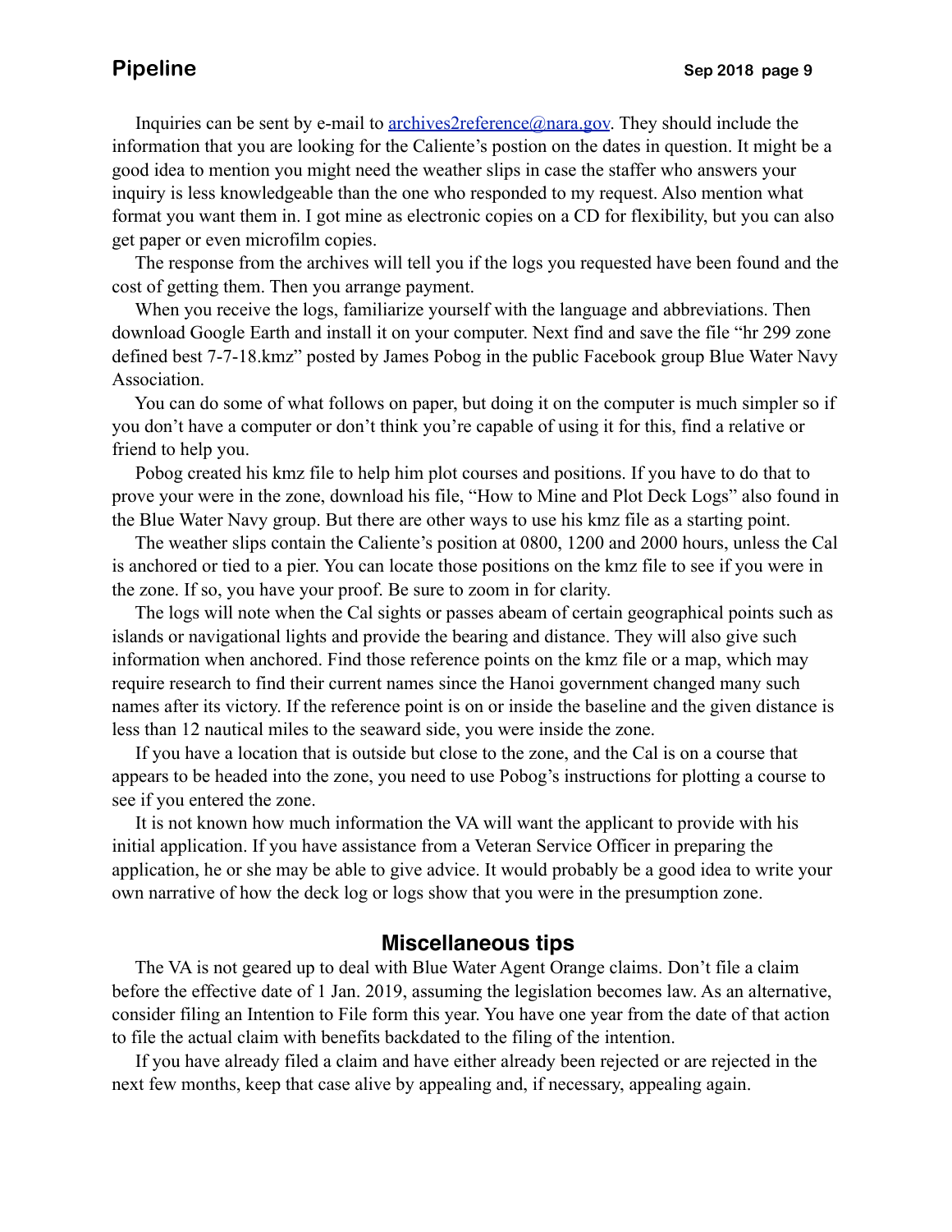Inquiries can be sent by e-mail to archives2reference@nara.gov. They should include the information that you are looking for the Caliente's postion on the dates in question. It might be a good idea to mention you might need the weather slips in case the staffer who answers your inquiry is less knowledgeable than the one who responded to my request. Also mention what format you want them in. I got mine as electronic copies on a CD for flexibility, but you can also get paper or even microfilm copies.

The response from the archives will tell you if the logs you requested have been found and the cost of getting them. Then you arrange payment.

When you receive the logs, familiarize yourself with the language and abbreviations. Then download Google Earth and install it on your computer. Next find and save the file "hr 299 zone defined best 7-7-18.kmz" posted by James Pobog in the public Facebook group Blue Water Navy Association.

You can do some of what follows on paper, but doing it on the computer is much simpler so if you don't have a computer or don't think you're capable of using it for this, find a relative or friend to help you.

Pobog created his kmz file to help him plot courses and positions. If you have to do that to prove your were in the zone, download his file, "How to Mine and Plot Deck Logs" also found in the Blue Water Navy group. But there are other ways to use his kmz file as a starting point.

The weather slips contain the Caliente's position at 0800, 1200 and 2000 hours, unless the Cal is anchored or tied to a pier. You can locate those positions on the kmz file to see if you were in the zone. If so, you have your proof. Be sure to zoom in for clarity.

The logs will note when the Cal sights or passes abeam of certain geographical points such as islands or navigational lights and provide the bearing and distance. They will also give such information when anchored. Find those reference points on the kmz file or a map, which may require research to find their current names since the Hanoi government changed many such names after its victory. If the reference point is on or inside the baseline and the given distance is less than 12 nautical miles to the seaward side, you were inside the zone.

If you have a location that is outside but close to the zone, and the Cal is on a course that appears to be headed into the zone, you need to use Pobog's instructions for plotting a course to see if you entered the zone.

It is not known how much information the VA will want the applicant to provide with his initial application. If you have assistance from a Veteran Service Officer in preparing the application, he or she may be able to give advice. It would probably be a good idea to write your own narrative of how the deck log or logs show that you were in the presumption zone.

## Miscellaneous tips

The VA is not geared up to deal with Blue Water Agent Orange claims. Don't file a claim before the effective date of 1 Jan. 2019, assuming the legislation becomes law. As an alternative, consider filing an Intention to File form this year. You have one year from the date of that action to file the actual claim with benefits backdated to the filing of the intention.

If you have already filed a claim and have either already been rejected or are rejected in the next few months, keep that case alive by appealing and, if necessary, appealing again.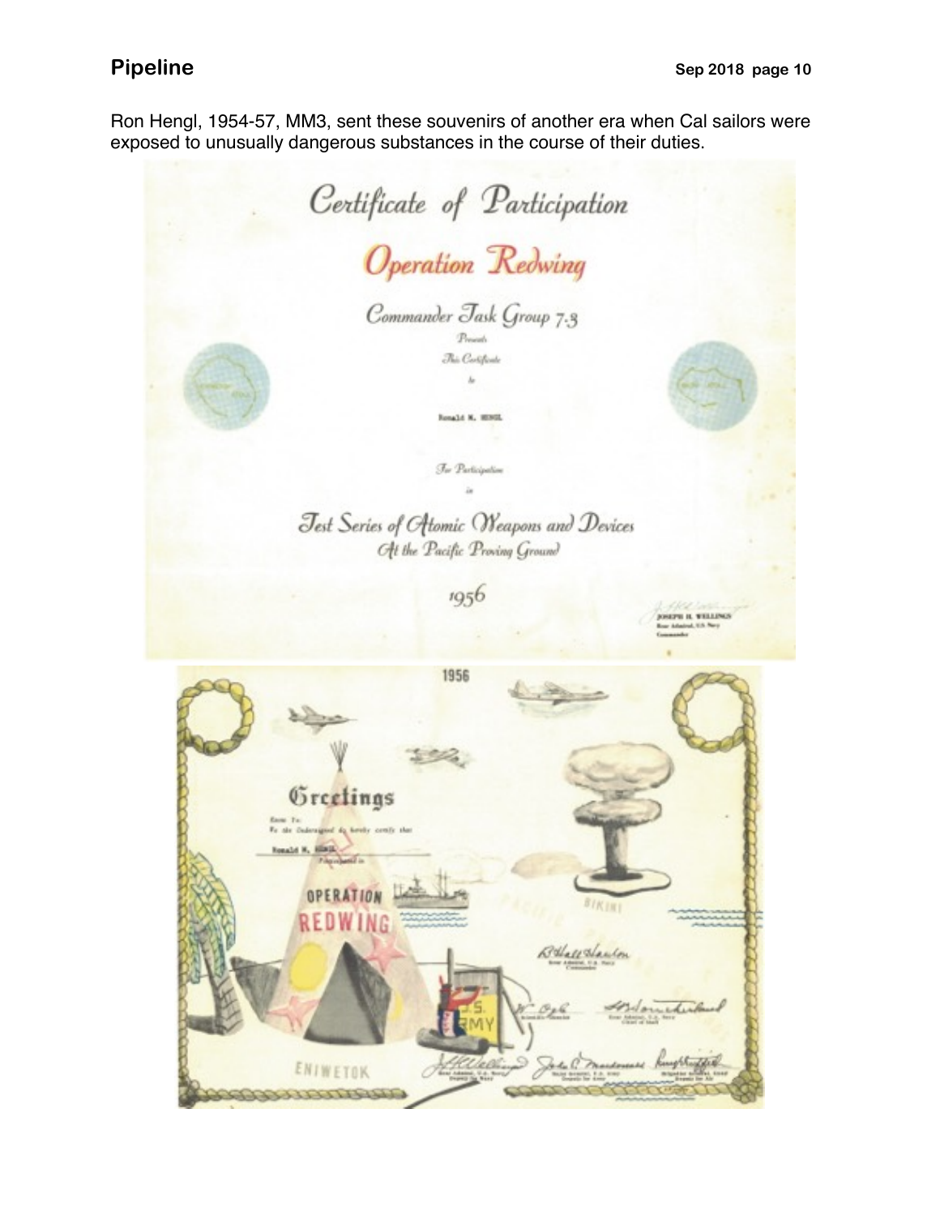Ron Hengl, 1954-57, MM3, sent these souvenirs of another era when Cal sailors were exposed to unusually dangerous substances in the course of their duties.

*Certificate of Participation*

*Operation Redwing*

*Commander Task Group 7.3*

*Presents*

*This Certificate*

*to*

Ronald M. HENGL

*For Participation*

*in*

*Test Series of Atomic Weapons and Devices*

*At the Pacific Proving Ground*

*1956*

JOSEPH H. WELLINGS
Rear Admiral, U.S. Navy
Commander

1956

Greetings

Know Ye:
We the Undersigned do hereby certify that

Ronald M. HENGL

Participated in

OPERATION REDWING

BIKINI

ENIWETOK

U.S. ARMY